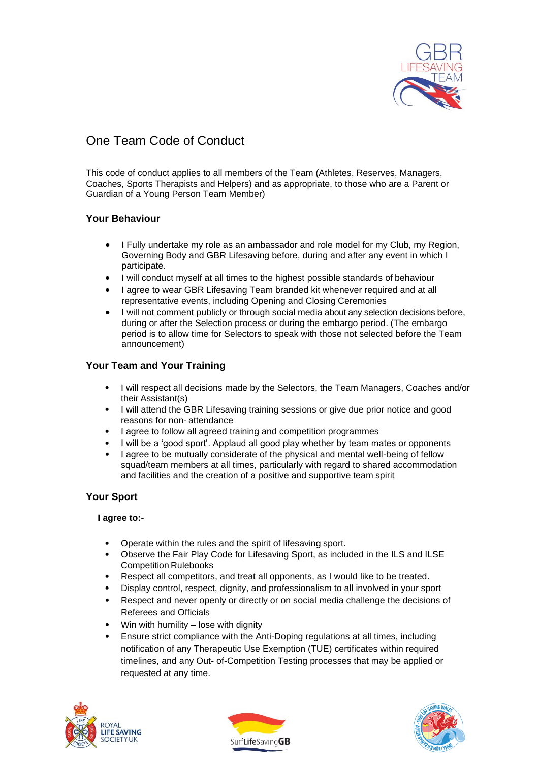# One Team Code of Conduct

This code of conduct applies to all members of the Team (Athletes, Reserves, Managers, Coaches, Sports Therapists and Helpers) and as appropriate, to those who are a Parent or Guardian of a Young Person Team Member)

## Your Behaviour

- I Fully undertake my role as an ambassador and role model for my Club, my Region, Governing Body and GBR Lifesaving before, during and after any event in which I participate.
- I will conduct myself at all times to the highest possible standards of behaviour
- I agree to wear GBR Lifesaving Team branded kit whenever required and at all representative events, including Opening and Closing Ceremonies
- I will not comment publicly or through social media about any selection decisions before, during or after the Selection process or during the embargo period. (The embargo period is to allow time for Selectors to speak with those not selected before the Team announcement)

## Your Team and Your Training

- I will respect all decisions made by the Selectors, the Team Managers, Coaches and/or their Assistant(s)
- I will attend the GBR Lifesaving training sessions or give due prior notice and good reasons for non- attendance
- I agree to follow all agreed training and competition programmes
- I will be a 'good sport'. Applaud all good play whether by team mates or opponents
- I agree to be mutually considerate of the physical and mental well-being of fellow squad/team members at all times, particularly with regard to shared accommodation and facilities and the creation of a positive and supportive team spirit

## Your Sport

**I agree to:-**

- Operate within the rules and the spirit of lifesaving sport.
- Observe the Fair Play Code for Lifesaving Sport, as included in the ILS and ILSE Competition Rulebooks
- Respect all competitors, and treat all opponents, as I would like to be treated.
- Display control, respect, dignity, and professionalism to all involved in your sport
- Respect and never openly or directly or on social media challenge the decisions of Referees and Officials
- Win with humility – lose with dignity
- Ensure strict compliance with the Anti-Doping regulations at all times, including notification of any Therapeutic Use Exemption (TUE) certificates within required timelines, and any Out- of-Competition Testing processes that may be applied or requested at any time.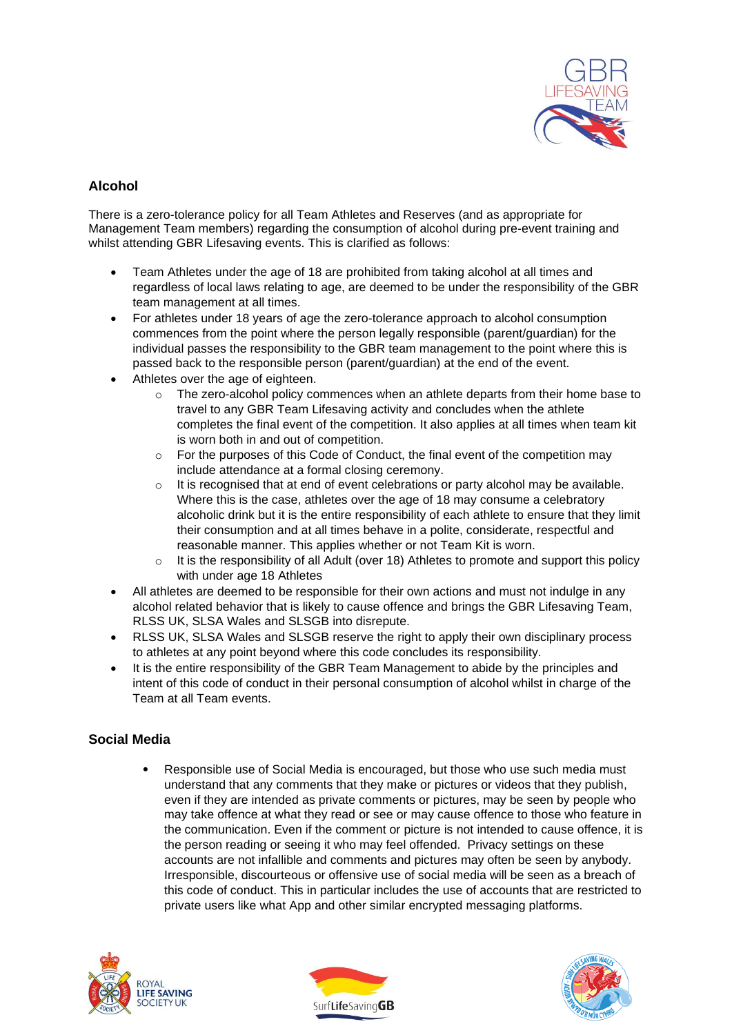## Alcohol

There is a zero-tolerance policy for all Team Athletes and Reserves (and as appropriate for Management Team members) regarding the consumption of alcohol during pre-event training and whilst attending GBR Lifesaving events. This is clarified as follows:

- Team Athletes under the age of 18 are prohibited from taking alcohol at all times and regardless of local laws relating to age, are deemed to be under the responsibility of the GBR team management at all times.
- For athletes under 18 years of age the zero-tolerance approach to alcohol consumption commences from the point where the person legally responsible (parent/guardian) for the individual passes the responsibility to the GBR team management to the point where this is passed back to the responsible person (parent/guardian) at the end of the event.
- Athletes over the age of eighteen.
    - The zero-alcohol policy commences when an athlete departs from their home base to travel to any GBR Team Lifesaving activity and concludes when the athlete completes the final event of the competition. It also applies at all times when team kit is worn both in and out of competition.
    - For the purposes of this Code of Conduct, the final event of the competition may include attendance at a formal closing ceremony.
    - It is recognised that at end of event celebrations or party alcohol may be available. Where this is the case, athletes over the age of 18 may consume a celebratory alcoholic drink but it is the entire responsibility of each athlete to ensure that they limit their consumption and at all times behave in a polite, considerate, respectful and reasonable manner. This applies whether or not Team Kit is worn.
    - It is the responsibility of all Adult (over 18) Athletes to promote and support this policy with under age 18 Athletes
- All athletes are deemed to be responsible for their own actions and must not indulge in any alcohol related behavior that is likely to cause offence and brings the GBR Lifesaving Team, RLSS UK, SLSA Wales and SLSGB into disrepute.
- RLSS UK, SLSA Wales and SLSGB reserve the right to apply their own disciplinary process to athletes at any point beyond where this code concludes its responsibility.
- It is the entire responsibility of the GBR Team Management to abide by the principles and intent of this code of conduct in their personal consumption of alcohol whilst in charge of the Team at all Team events.

## Social Media

- Responsible use of Social Media is encouraged, but those who use such media must understand that any comments that they make or pictures or videos that they publish, even if they are intended as private comments or pictures, may be seen by people who may take offence at what they read or see or may cause offence to those who feature in the communication. Even if the comment or picture is not intended to cause offence, it is the person reading or seeing it who may feel offended. Privacy settings on these accounts are not infallible and comments and pictures may often be seen by anybody. Irresponsible, discourteous or offensive use of social media will be seen as a breach of this code of conduct. This in particular includes the use of accounts that are restricted to private users like what App and other similar encrypted messaging platforms.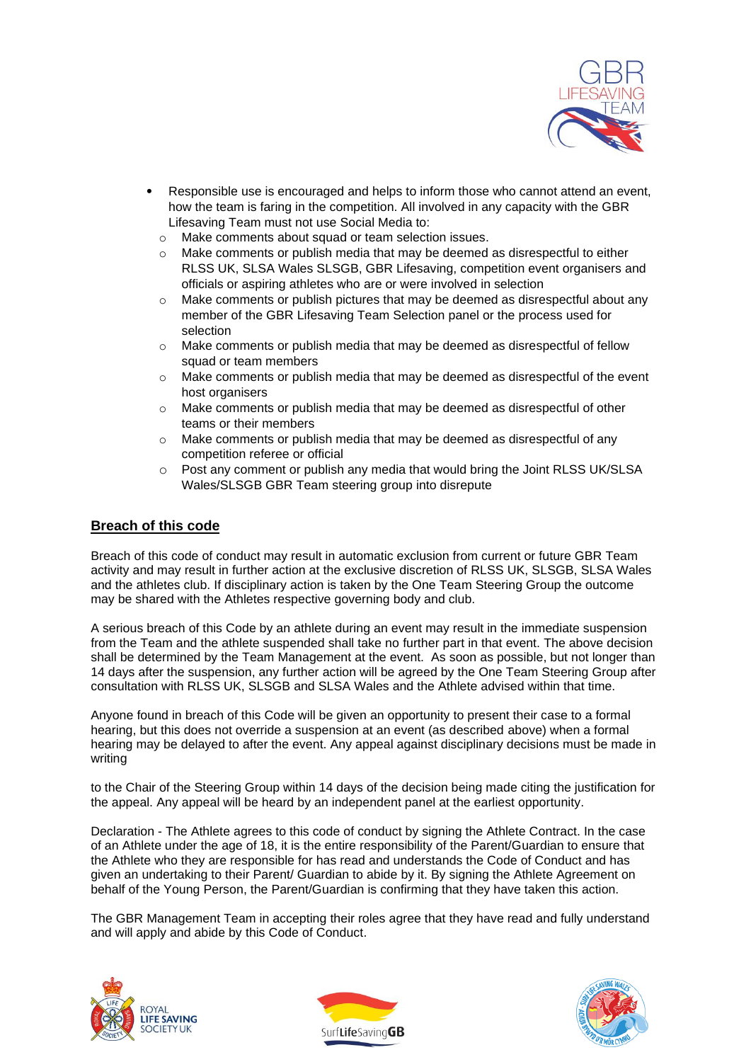- Responsible use is encouraged and helps to inform those who cannot attend an event, how the team is faring in the competition. All involved in any capacity with the GBR Lifesaving Team must not use Social Media to:
  - Make comments about squad or team selection issues.
  - Make comments or publish media that may be deemed as disrespectful to either RLSS UK, SLSA Wales SLSGB, GBR Lifesaving, competition event organisers and officials or aspiring athletes who are or were involved in selection
  - Make comments or publish pictures that may be deemed as disrespectful about any member of the GBR Lifesaving Team Selection panel or the process used for selection
  - Make comments or publish media that may be deemed as disrespectful of fellow squad or team members
  - Make comments or publish media that may be deemed as disrespectful of the event host organisers
  - Make comments or publish media that may be deemed as disrespectful of other teams or their members
  - Make comments or publish media that may be deemed as disrespectful of any competition referee or official
  - Post any comment or publish any media that would bring the Joint RLSS UK/SLSA Wales/SLSGB GBR Team steering group into disrepute

## Breach of this code

Breach of this code of conduct may result in automatic exclusion from current or future GBR Team activity and may result in further action at the exclusive discretion of RLSS UK, SLSGB, SLSA Wales and the athletes club. If disciplinary action is taken by the One Team Steering Group the outcome may be shared with the Athletes respective governing body and club.

A serious breach of this Code by an athlete during an event may result in the immediate suspension from the Team and the athlete suspended shall take no further part in that event. The above decision shall be determined by the Team Management at the event. As soon as possible, but not longer than 14 days after the suspension, any further action will be agreed by the One Team Steering Group after consultation with RLSS UK, SLSGB and SLSA Wales and the Athlete advised within that time.

Anyone found in breach of this Code will be given an opportunity to present their case to a formal hearing, but this does not override a suspension at an event (as described above) when a formal hearing may be delayed to after the event. Any appeal against disciplinary decisions must be made in writing

to the Chair of the Steering Group within 14 days of the decision being made citing the justification for the appeal. Any appeal will be heard by an independent panel at the earliest opportunity.

Declaration - The Athlete agrees to this code of conduct by signing the Athlete Contract. In the case of an Athlete under the age of 18, it is the entire responsibility of the Parent/Guardian to ensure that the Athlete who they are responsible for has read and understands the Code of Conduct and has given an undertaking to their Parent/ Guardian to abide by it. By signing the Athlete Agreement on behalf of the Young Person, the Parent/Guardian is confirming that they have taken this action.

The GBR Management Team in accepting their roles agree that they have read and fully understand and will apply and abide by this Code of Conduct.